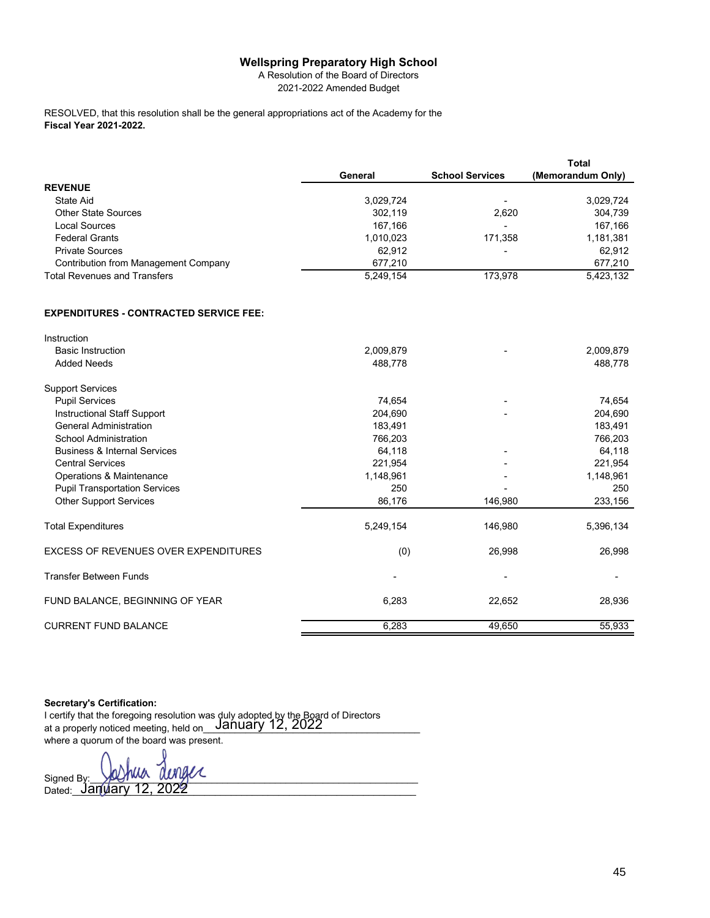# Wellspring Preparatory High School

A Resolution of the Board of Directors
2021-2022 Amended Budget

RESOLVED, that this resolution shall be the general appropriations act of the Academy for the **Fiscal Year 2021-2022.**

| | General | School Services | Total (Memorandum Only) |
|---|---|---|---|
| **REVENUE** | | | |
| State Aid | 3,029,724 | - | 3,029,724 |
| Other State Sources | 302,119 | 2,620 | 304,739 |
| Local Sources | 167,166 | - | 167,166 |
| Federal Grants | 1,010,023 | 171,358 | 1,181,381 |
| Private Sources | 62,912 | - | 62,912 |
| Contribution from Management Company | 677,210 | | 677,210 |
| Total Revenues and Transfers | 5,249,154 | 173,978 | 5,423,132 |
| | | | |
| **EXPENDITURES - CONTRACTED SERVICE FEE:** | | | |
| Instruction | | | |
| Basic Instruction | 2,009,879 | - | 2,009,879 |
| Added Needs | 488,778 | | 488,778 |
| Support Services | | | |
| Pupil Services | 74,654 | - | 74,654 |
| Instructional Staff Support | 204,690 | - | 204,690 |
| General Administration | 183,491 | | 183,491 |
| School Administration | 766,203 | | 766,203 |
| Business & Internal Services | 64,118 | - | 64,118 |
| Central Services | 221,954 | - | 221,954 |
| Operations & Maintenance | 1,148,961 | - | 1,148,961 |
| Pupil Transportation Services | 250 | - | 250 |
| Other Support Services | 86,176 | 146,980 | 233,156 |
| Total Expenditures | 5,249,154 | 146,980 | 5,396,134 |
| EXCESS OF REVENUES OVER EXPENDITURES | (0) | 26,998 | 26,998 |
| Transfer Between Funds | - | - | - |
| FUND BALANCE, BEGINNING OF YEAR | 6,283 | 22,652 | 28,936 |
| CURRENT FUND BALANCE | 6,283 | 49,650 | 55,933 |

**Secretary's Certification:**

I certify that the foregoing resolution was duly adopted by the Board of Directors at a properly noticed meeting, held on January 12, 2022 where a quorum of the board was present.

Signed By: Joshua Denger

Dated: January 12, 2022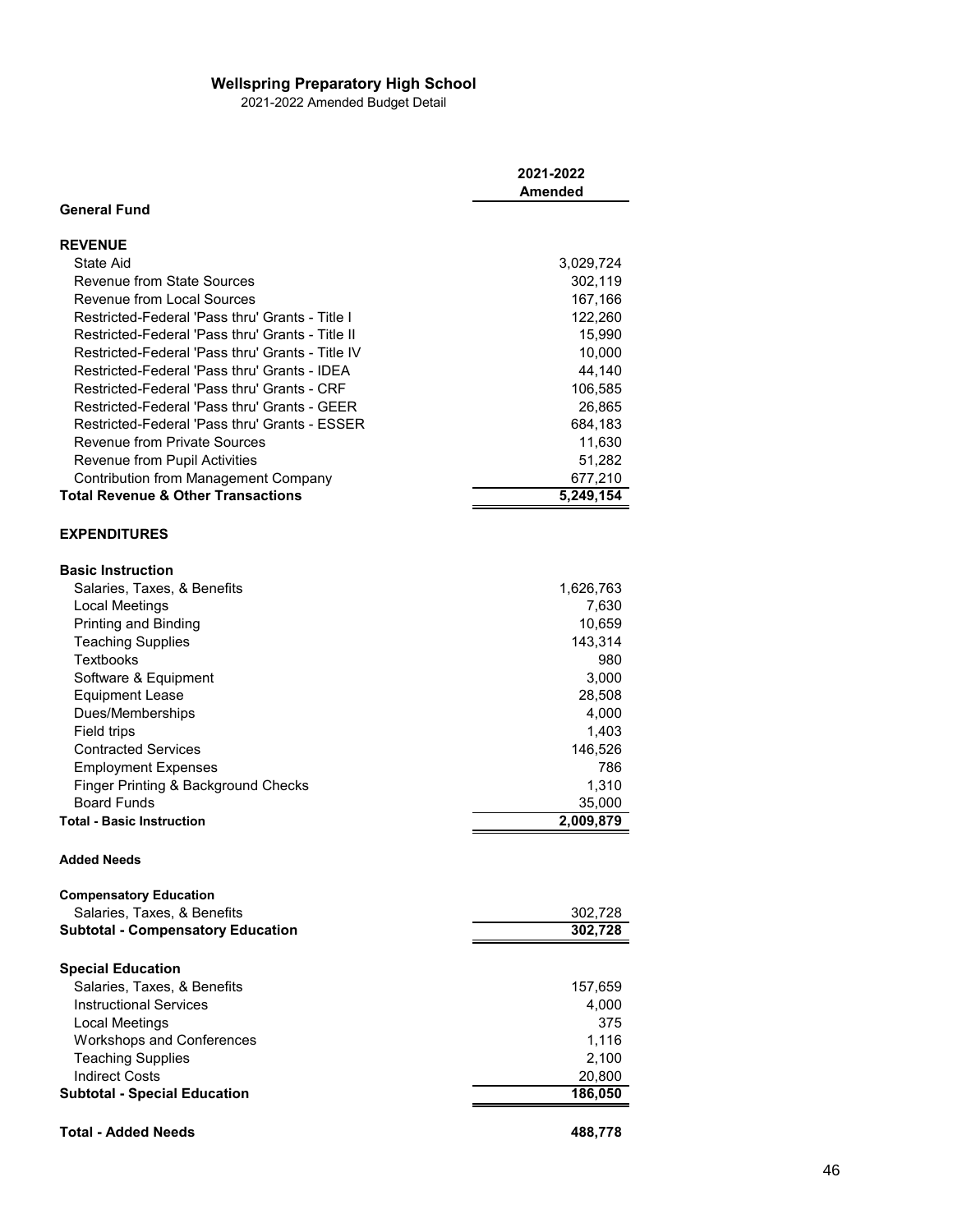**Wellspring Preparatory High School**

2021-2022 Amended Budget Detail

| | 2021-2022 Amended |
|---|---|
| **General Fund** | |
| | |
| **REVENUE** | |
| State Aid | 3,029,724 |
| Revenue from State Sources | 302,119 |
| Revenue from Local Sources | 167,166 |
| Restricted-Federal 'Pass thru' Grants - Title I | 122,260 |
| Restricted-Federal 'Pass thru' Grants - Title II | 15,990 |
| Restricted-Federal 'Pass thru' Grants - Title IV | 10,000 |
| Restricted-Federal 'Pass thru' Grants - IDEA | 44,140 |
| Restricted-Federal 'Pass thru' Grants - CRF | 106,585 |
| Restricted-Federal 'Pass thru' Grants - GEER | 26,865 |
| Restricted-Federal 'Pass thru' Grants - ESSER | 684,183 |
| Revenue from Private Sources | 11,630 |
| Revenue from Pupil Activities | 51,282 |
| Contribution from Management Company | 677,210 |
| **Total Revenue & Other Transactions** | **5,249,154** |
| | |
| **EXPENDITURES** | |
| | |
| **Basic Instruction** | |
| Salaries, Taxes, & Benefits | 1,626,763 |
| Local Meetings | 7,630 |
| Printing and Binding | 10,659 |
| Teaching Supplies | 143,314 |
| Textbooks | 980 |
| Software & Equipment | 3,000 |
| Equipment Lease | 28,508 |
| Dues/Memberships | 4,000 |
| Field trips | 1,403 |
| Contracted Services | 146,526 |
| Employment Expenses | 786 |
| Finger Printing & Background Checks | 1,310 |
| Board Funds | 35,000 |
| **Total - Basic Instruction** | **2,009,879** |
| | |
| **Added Needs** | |
| | |
| **Compensatory Education** | |
| Salaries, Taxes, & Benefits | 302,728 |
| **Subtotal - Compensatory Education** | **302,728** |
| | |
| **Special Education** | |
| Salaries, Taxes, & Benefits | 157,659 |
| Instructional Services | 4,000 |
| Local Meetings | 375 |
| Workshops and Conferences | 1,116 |
| Teaching Supplies | 2,100 |
| Indirect Costs | 20,800 |
| **Subtotal - Special Education** | **186,050** |
| | |
| **Total - Added Needs** | **488,778** |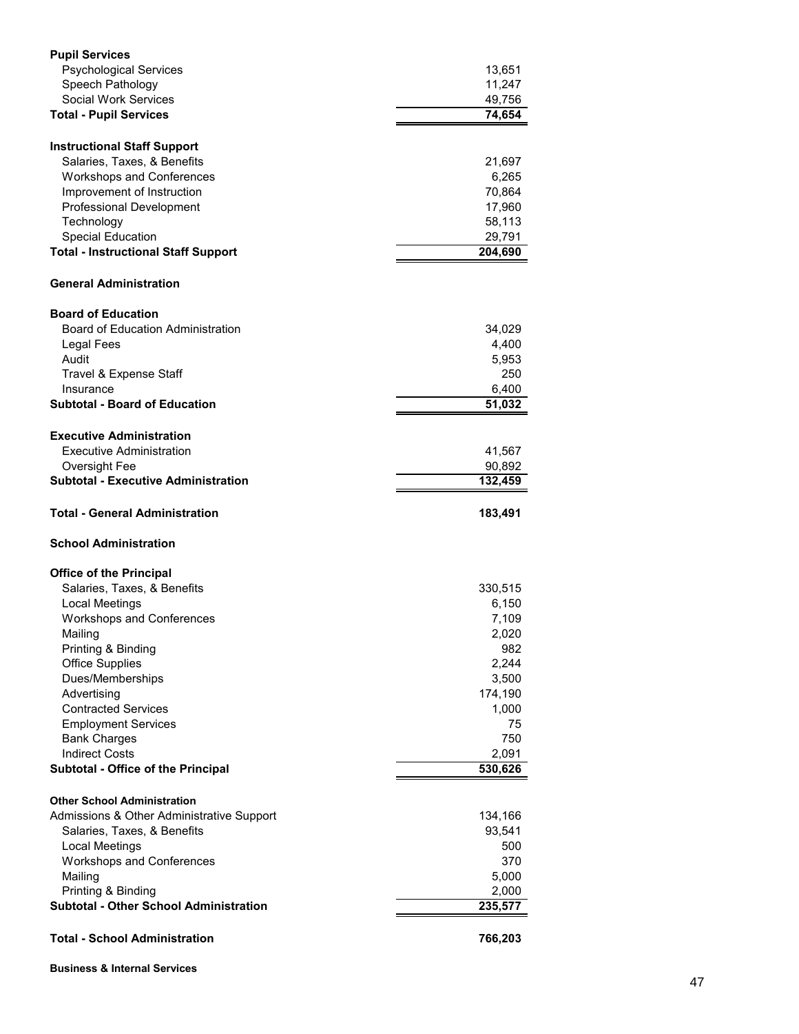| | |
|---|---|
| **Pupil Services** | |
| Psychological Services | 13,651 |
| Speech Pathology | 11,247 |
| Social Work Services | 49,756 |
| **Total - Pupil Services** | **74,654** |
| | |
| **Instructional Staff Support** | |
| Salaries, Taxes, & Benefits | 21,697 |
| Workshops and Conferences | 6,265 |
| Improvement of Instruction | 70,864 |
| Professional Development | 17,960 |
| Technology | 58,113 |
| Special Education | 29,791 |
| **Total - Instructional Staff Support** | **204,690** |
| | |
| **General Administration** | |
| | |
| **Board of Education** | |
| Board of Education Administration | 34,029 |
| Legal Fees | 4,400 |
| Audit | 5,953 |
| Travel & Expense Staff | 250 |
| Insurance | 6,400 |
| **Subtotal - Board of Education** | **51,032** |
| | |
| **Executive Administration** | |
| Executive Administration | 41,567 |
| Oversight Fee | 90,892 |
| **Subtotal - Executive Administration** | **132,459** |
| | |
| **Total - General Administration** | **183,491** |
| | |
| **School Administration** | |
| | |
| **Office of the Principal** | |
| Salaries, Taxes, & Benefits | 330,515 |
| Local Meetings | 6,150 |
| Workshops and Conferences | 7,109 |
| Mailing | 2,020 |
| Printing & Binding | 982 |
| Office Supplies | 2,244 |
| Dues/Memberships | 3,500 |
| Advertising | 174,190 |
| Contracted Services | 1,000 |
| Employment Services | 75 |
| Bank Charges | 750 |
| Indirect Costs | 2,091 |
| **Subtotal - Office of the Principal** | **530,626** |
| | |
| **Other School Administration** | |
| Admissions & Other Administrative Support | 134,166 |
| Salaries, Taxes, & Benefits | 93,541 |
| Local Meetings | 500 |
| Workshops and Conferences | 370 |
| Mailing | 5,000 |
| Printing & Binding | 2,000 |
| **Subtotal - Other School Administration** | **235,577** |
| | |
| **Total - School Administration** | **766,203** |
| | |
| **Business & Internal Services** | |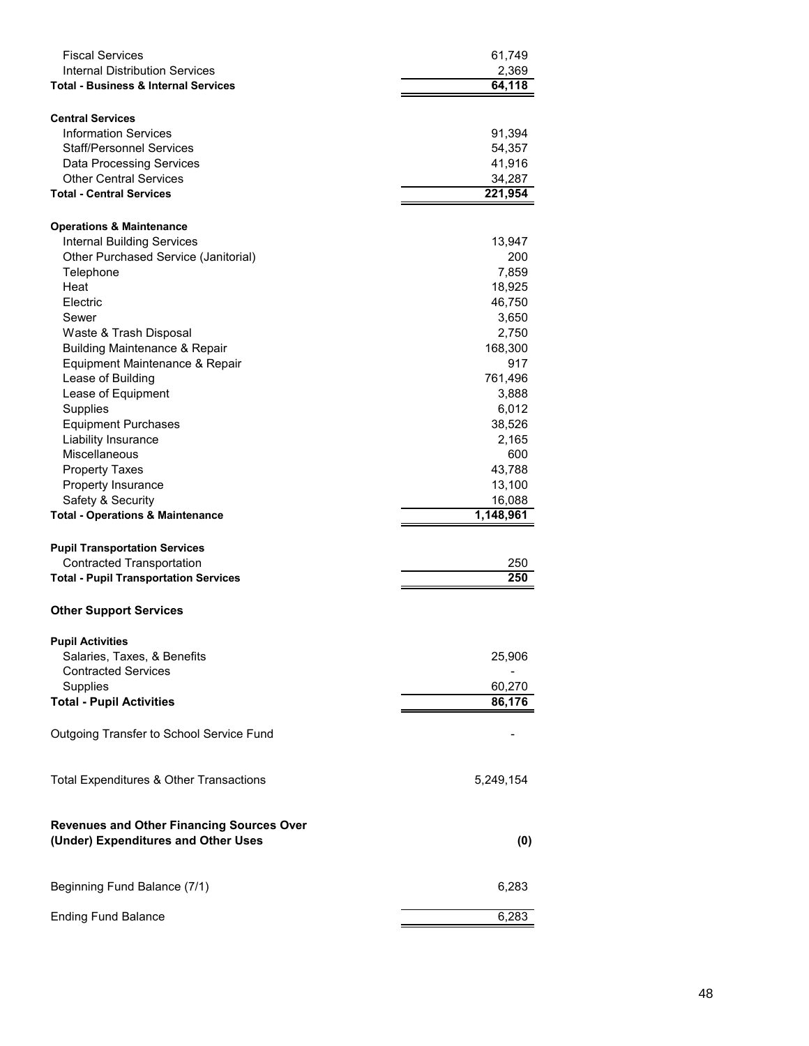| | |
|---|---|
| Fiscal Services | 61,749 |
| Internal Distribution Services | 2,369 |
| **Total - Business & Internal Services** | **64,118** |
| | |
| **Central Services** | |
| Information Services | 91,394 |
| Staff/Personnel Services | 54,357 |
| Data Processing Services | 41,916 |
| Other Central Services | 34,287 |
| **Total - Central Services** | **221,954** |
| | |
| **Operations & Maintenance** | |
| Internal Building Services | 13,947 |
| Other Purchased Service (Janitorial) | 200 |
| Telephone | 7,859 |
| Heat | 18,925 |
| Electric | 46,750 |
| Sewer | 3,650 |
| Waste & Trash Disposal | 2,750 |
| Building Maintenance & Repair | 168,300 |
| Equipment Maintenance & Repair | 917 |
| Lease of Building | 761,496 |
| Lease of Equipment | 3,888 |
| Supplies | 6,012 |
| Equipment Purchases | 38,526 |
| Liability Insurance | 2,165 |
| Miscellaneous | 600 |
| Property Taxes | 43,788 |
| Property Insurance | 13,100 |
| Safety & Security | 16,088 |
| **Total - Operations & Maintenance** | **1,148,961** |
| | |
| **Pupil Transportation Services** | |
| Contracted Transportation | 250 |
| **Total - Pupil Transportation Services** | **250** |
| | |
| **Other Support Services** | |
| | |
| **Pupil Activities** | |
| Salaries, Taxes, & Benefits | 25,906 |
| Contracted Services | - |
| Supplies | 60,270 |
| **Total - Pupil Activities** | **86,176** |
| | |
| Outgoing Transfer to School Service Fund | - |
| | |
| Total Expenditures & Other Transactions | 5,249,154 |
| | |
| **Revenues and Other Financing Sources Over (Under) Expenditures and Other Uses** | **(0)** |
| | |
| Beginning Fund Balance (7/1) | 6,283 |
| | |
| Ending Fund Balance | 6,283 |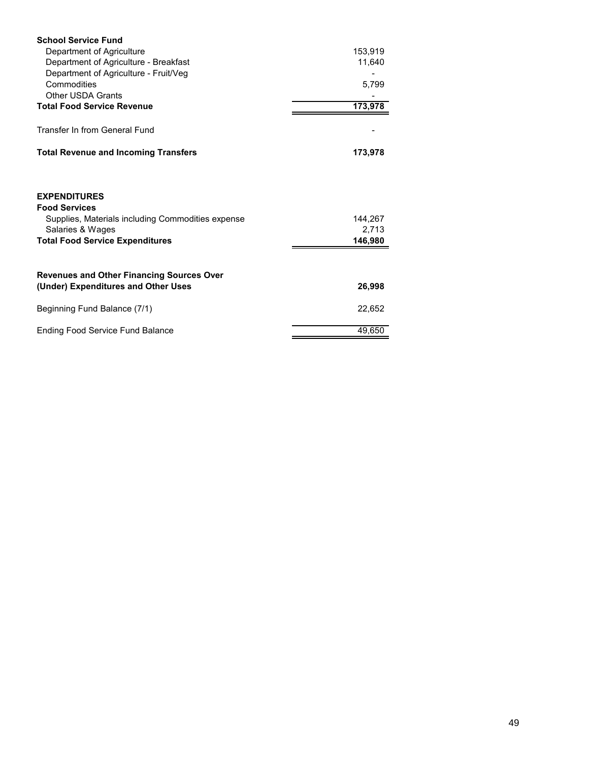| | |
|---|---|
| **School Service Fund** | |
| Department of Agriculture | 153,919 |
| Department of Agriculture - Breakfast | 11,640 |
| Department of Agriculture - Fruit/Veg | - |
| Commodities | 5,799 |
| Other USDA Grants | - |
| **Total Food Service Revenue** | **173,978** |
| Transfer In from General Fund | - |
| **Total Revenue and Incoming Transfers** | **173,978** |
| **EXPENDITURES** | |
| **Food Services** | |
| Supplies, Materials including Commodities expense | 144,267 |
| Salaries & Wages | 2,713 |
| **Total Food Service Expenditures** | **146,980** |
| **Revenues and Other Financing Sources Over (Under) Expenditures and Other Uses** | **26,998** |
| Beginning Fund Balance (7/1) | 22,652 |
| Ending Food Service Fund Balance | 49,650 |